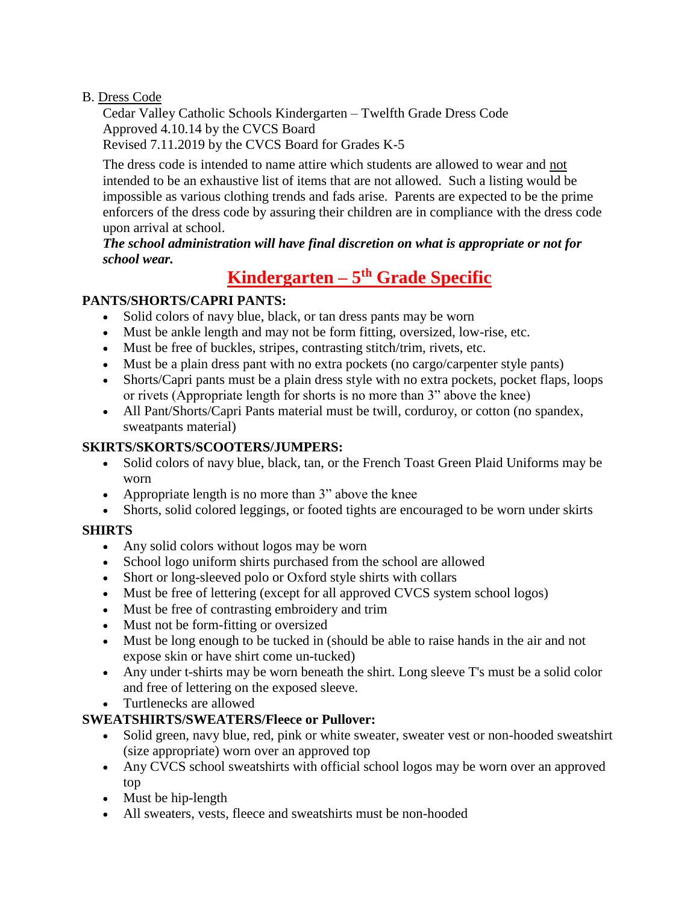B. Dress Code

Cedar Valley Catholic Schools Kindergarten – Twelfth Grade Dress Code
Approved 4.10.14 by the CVCS Board
Revised 7.11.2019 by the CVCS Board for Grades K-5

The dress code is intended to name attire which students are allowed to wear and not intended to be an exhaustive list of items that are not allowed. Such a listing would be impossible as various clothing trends and fads arise. Parents are expected to be the prime enforcers of the dress code by assuring their children are in compliance with the dress code upon arrival at school.

***The school administration will have final discretion on what is appropriate or not for school wear.***

## Kindergarten – 5th Grade Specific

**PANTS/SHORTS/CAPRI PANTS:**

- Solid colors of navy blue, black, or tan dress pants may be worn
- Must be ankle length and may not be form fitting, oversized, low-rise, etc.
- Must be free of buckles, stripes, contrasting stitch/trim, rivets, etc.
- Must be a plain dress pant with no extra pockets (no cargo/carpenter style pants)
- Shorts/Capri pants must be a plain dress style with no extra pockets, pocket flaps, loops or rivets (Appropriate length for shorts is no more than 3" above the knee)
- All Pant/Shorts/Capri Pants material must be twill, corduroy, or cotton (no spandex, sweatpants material)

**SKIRTS/SKORTS/SCOOTERS/JUMPERS:**

- Solid colors of navy blue, black, tan, or the French Toast Green Plaid Uniforms may be worn
- Appropriate length is no more than 3" above the knee
- Shorts, solid colored leggings, or footed tights are encouraged to be worn under skirts

**SHIRTS**

- Any solid colors without logos may be worn
- School logo uniform shirts purchased from the school are allowed
- Short or long-sleeved polo or Oxford style shirts with collars
- Must be free of lettering (except for all approved CVCS system school logos)
- Must be free of contrasting embroidery and trim
- Must not be form-fitting or oversized
- Must be long enough to be tucked in (should be able to raise hands in the air and not expose skin or have shirt come un-tucked)
- Any under t-shirts may be worn beneath the shirt. Long sleeve T's must be a solid color and free of lettering on the exposed sleeve.
- Turtlenecks are allowed

**SWEATSHIRTS/SWEATERS/Fleece or Pullover:**

- Solid green, navy blue, red, pink or white sweater, sweater vest or non-hooded sweatshirt (size appropriate) worn over an approved top
- Any CVCS school sweatshirts with official school logos may be worn over an approved top
- Must be hip-length
- All sweaters, vests, fleece and sweatshirts must be non-hooded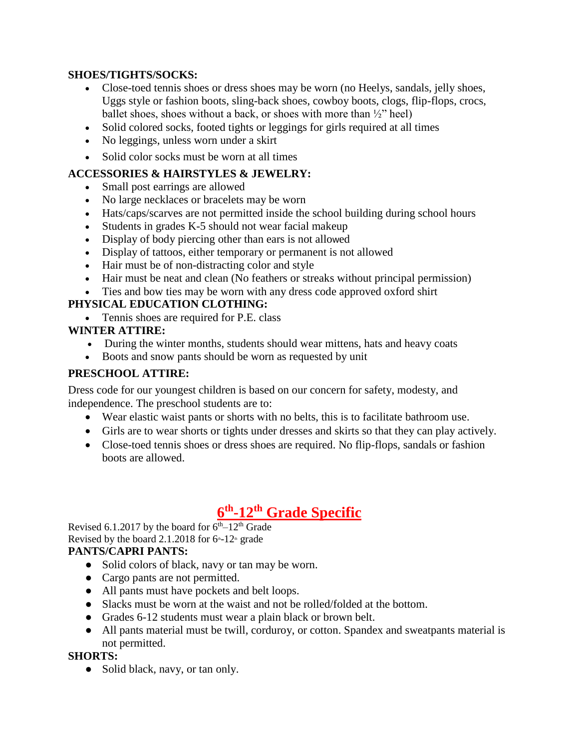**SHOES/TIGHTS/SOCKS:**

- Close-toed tennis shoes or dress shoes may be worn (no Heelys, sandals, jelly shoes, Uggs style or fashion boots, sling-back shoes, cowboy boots, clogs, flip-flops, crocs, ballet shoes, shoes without a back, or shoes with more than ½" heel)
- Solid colored socks, footed tights or leggings for girls required at all times
- No leggings, unless worn under a skirt
- Solid color socks must be worn at all times

**ACCESSORIES & HAIRSTYLES & JEWELRY:**

- Small post earrings are allowed
- No large necklaces or bracelets may be worn
- Hats/caps/scarves are not permitted inside the school building during school hours
- Students in grades K-5 should not wear facial makeup
- Display of body piercing other than ears is not allowed
- Display of tattoos, either temporary or permanent is not allowed
- Hair must be of non-distracting color and style
- Hair must be neat and clean (No feathers or streaks without principal permission)
- Ties and bow ties may be worn with any dress code approved oxford shirt

**PHYSICAL EDUCATION CLOTHING:**

- Tennis shoes are required for P.E. class

**WINTER ATTIRE:**

- During the winter months, students should wear mittens, hats and heavy coats
- Boots and snow pants should be worn as requested by unit

**PRESCHOOL ATTIRE:**

Dress code for our youngest children is based on our concern for safety, modesty, and independence. The preschool students are to:

- Wear elastic waist pants or shorts with no belts, this is to facilitate bathroom use.
- Girls are to wear shorts or tights under dresses and skirts so that they can play actively.
- Close-toed tennis shoes or dress shoes are required. No flip-flops, sandals or fashion boots are allowed.

## 6th-12th Grade Specific

Revised 6.1.2017 by the board for 6th–12th Grade
Revised by the board 2.1.2018 for 6th-12th grade

**PANTS/CAPRI PANTS:**

- Solid colors of black, navy or tan may be worn.
- Cargo pants are not permitted.
- All pants must have pockets and belt loops.
- Slacks must be worn at the waist and not be rolled/folded at the bottom.
- Grades 6-12 students must wear a plain black or brown belt.
- All pants material must be twill, corduroy, or cotton. Spandex and sweatpants material is not permitted.

**SHORTS:**

- Solid black, navy, or tan only.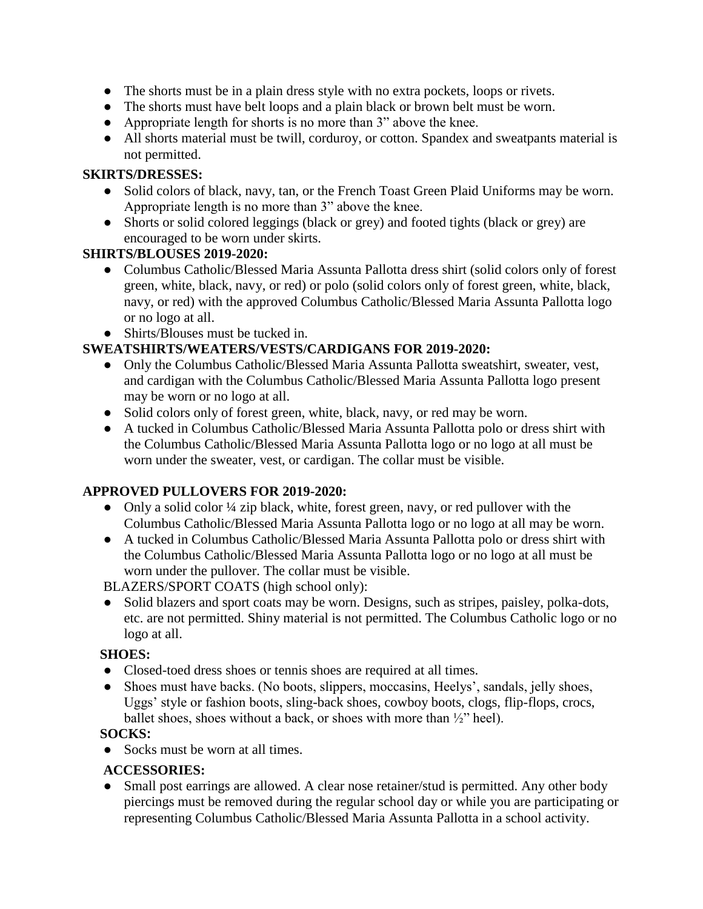- The shorts must be in a plain dress style with no extra pockets, loops or rivets.
- The shorts must have belt loops and a plain black or brown belt must be worn.
- Appropriate length for shorts is no more than 3" above the knee.
- All shorts material must be twill, corduroy, or cotton. Spandex and sweatpants material is not permitted.

**SKIRTS/DRESSES:**

- Solid colors of black, navy, tan, or the French Toast Green Plaid Uniforms may be worn. Appropriate length is no more than 3" above the knee.
- Shorts or solid colored leggings (black or grey) and footed tights (black or grey) are encouraged to be worn under skirts.

**SHIRTS/BLOUSES 2019-2020:**

- Columbus Catholic/Blessed Maria Assunta Pallotta dress shirt (solid colors only of forest green, white, black, navy, or red) or polo (solid colors only of forest green, white, black, navy, or red) with the approved Columbus Catholic/Blessed Maria Assunta Pallotta logo or no logo at all.
- Shirts/Blouses must be tucked in.

**SWEATSHIRTS/WEATERS/VESTS/CARDIGANS FOR 2019-2020:**

- Only the Columbus Catholic/Blessed Maria Assunta Pallotta sweatshirt, sweater, vest, and cardigan with the Columbus Catholic/Blessed Maria Assunta Pallotta logo present may be worn or no logo at all.
- Solid colors only of forest green, white, black, navy, or red may be worn.
- A tucked in Columbus Catholic/Blessed Maria Assunta Pallotta polo or dress shirt with the Columbus Catholic/Blessed Maria Assunta Pallotta logo or no logo at all must be worn under the sweater, vest, or cardigan. The collar must be visible.

**APPROVED PULLOVERS FOR 2019-2020:**

- Only a solid color ¼ zip black, white, forest green, navy, or red pullover with the Columbus Catholic/Blessed Maria Assunta Pallotta logo or no logo at all may be worn.
- A tucked in Columbus Catholic/Blessed Maria Assunta Pallotta polo or dress shirt with the Columbus Catholic/Blessed Maria Assunta Pallotta logo or no logo at all must be worn under the pullover. The collar must be visible.

BLAZERS/SPORT COATS (high school only):

- Solid blazers and sport coats may be worn. Designs, such as stripes, paisley, polka-dots, etc. are not permitted. Shiny material is not permitted. The Columbus Catholic logo or no logo at all.

**SHOES:**

- Closed-toed dress shoes or tennis shoes are required at all times.
- Shoes must have backs. (No boots, slippers, moccasins, Heelys', sandals, jelly shoes, Uggs' style or fashion boots, sling-back shoes, cowboy boots, clogs, flip-flops, crocs, ballet shoes, shoes without a back, or shoes with more than ½" heel).

**SOCKS:**

- Socks must be worn at all times.

**ACCESSORIES:**

- Small post earrings are allowed. A clear nose retainer/stud is permitted. Any other body piercings must be removed during the regular school day or while you are participating or representing Columbus Catholic/Blessed Maria Assunta Pallotta in a school activity.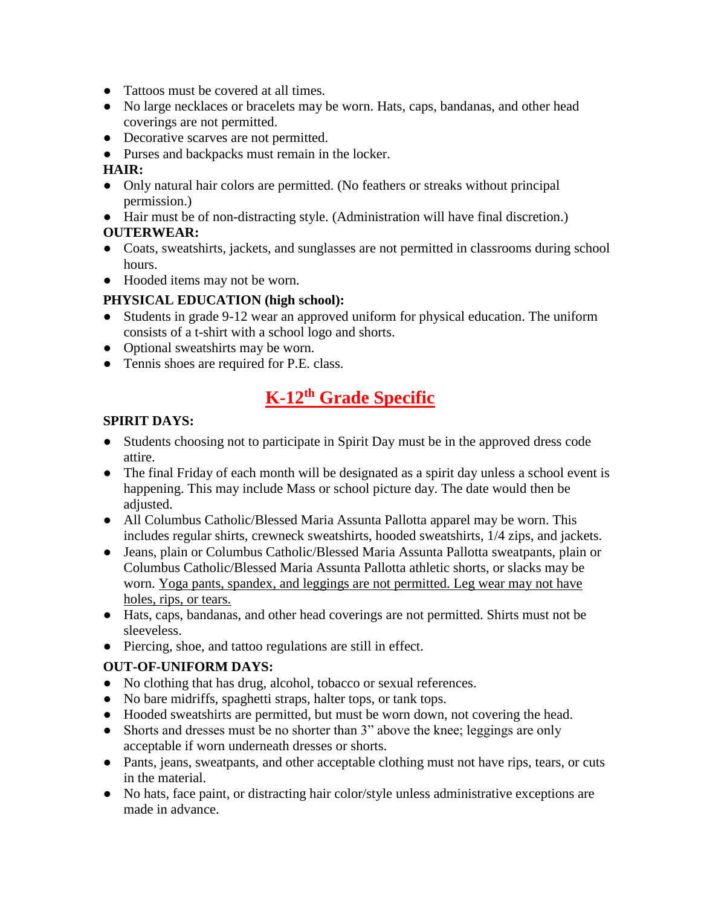- Tattoos must be covered at all times.
- No large necklaces or bracelets may be worn. Hats, caps, bandanas, and other head coverings are not permitted.
- Decorative scarves are not permitted.
- Purses and backpacks must remain in the locker.

**HAIR:**

- Only natural hair colors are permitted. (No feathers or streaks without principal permission.)
- Hair must be of non-distracting style. (Administration will have final discretion.)

**OUTERWEAR:**

- Coats, sweatshirts, jackets, and sunglasses are not permitted in classrooms during school hours.
- Hooded items may not be worn.

**PHYSICAL EDUCATION (high school):**

- Students in grade 9-12 wear an approved uniform for physical education. The uniform consists of a t-shirt with a school logo and shorts.
- Optional sweatshirts may be worn.
- Tennis shoes are required for P.E. class.

## K-12th Grade Specific

**SPIRIT DAYS:**

- Students choosing not to participate in Spirit Day must be in the approved dress code attire.
- The final Friday of each month will be designated as a spirit day unless a school event is happening. This may include Mass or school picture day. The date would then be adjusted.
- All Columbus Catholic/Blessed Maria Assunta Pallotta apparel may be worn. This includes regular shirts, crewneck sweatshirts, hooded sweatshirts, 1/4 zips, and jackets.
- Jeans, plain or Columbus Catholic/Blessed Maria Assunta Pallotta sweatpants, plain or Columbus Catholic/Blessed Maria Assunta Pallotta athletic shorts, or slacks may be worn. <u>Yoga pants, spandex, and leggings are not permitted. Leg wear may not have holes, rips, or tears.</u>
- Hats, caps, bandanas, and other head coverings are not permitted. Shirts must not be sleeveless.
- Piercing, shoe, and tattoo regulations are still in effect.

**OUT-OF-UNIFORM DAYS:**

- No clothing that has drug, alcohol, tobacco or sexual references.
- No bare midriffs, spaghetti straps, halter tops, or tank tops.
- Hooded sweatshirts are permitted, but must be worn down, not covering the head.
- Shorts and dresses must be no shorter than 3" above the knee; leggings are only acceptable if worn underneath dresses or shorts.
- Pants, jeans, sweatpants, and other acceptable clothing must not have rips, tears, or cuts in the material.
- No hats, face paint, or distracting hair color/style unless administrative exceptions are made in advance.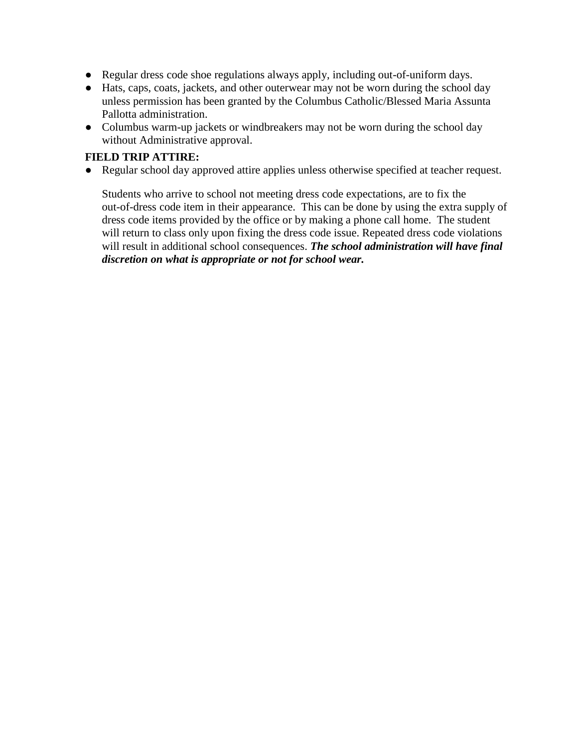- Regular dress code shoe regulations always apply, including out-of-uniform days.
- Hats, caps, coats, jackets, and other outerwear may not be worn during the school day unless permission has been granted by the Columbus Catholic/Blessed Maria Assunta Pallotta administration.
- Columbus warm-up jackets or windbreakers may not be worn during the school day without Administrative approval.

**FIELD TRIP ATTIRE:**

- Regular school day approved attire applies unless otherwise specified at teacher request.

Students who arrive to school not meeting dress code expectations, are to fix the out-of-dress code item in their appearance. This can be done by using the extra supply of dress code items provided by the office or by making a phone call home. The student will return to class only upon fixing the dress code issue. Repeated dress code violations will result in additional school consequences. ***The school administration will have final discretion on what is appropriate or not for school wear.***